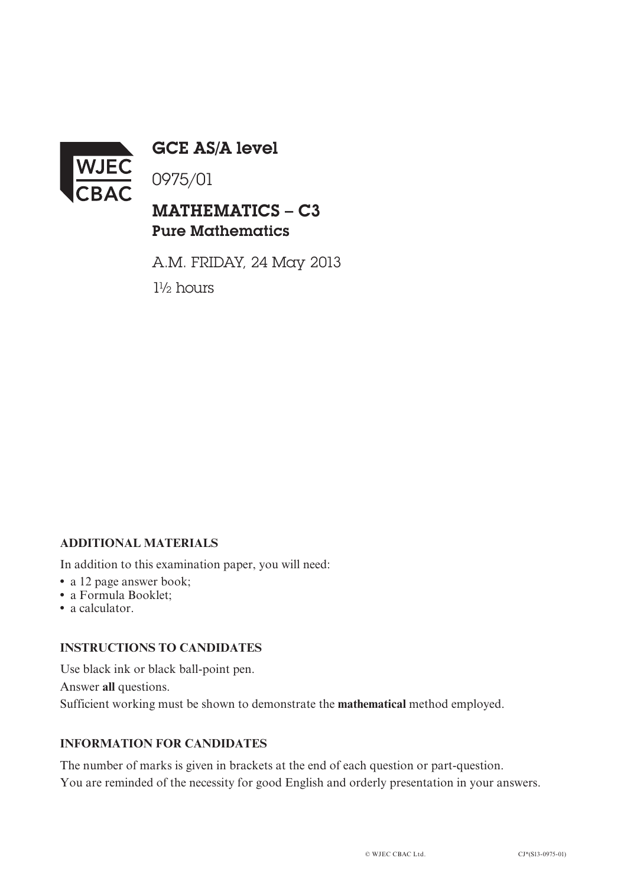# GCE AS/A level

0975/01

## MATHEMATICS – C3
### Pure Mathematics

A.M. FRIDAY, 24 May 2013

1½ hours

**ADDITIONAL MATERIALS**

In addition to this examination paper, you will need:

- a 12 page answer book;
- a Formula Booklet;
- a calculator.

**INSTRUCTIONS TO CANDIDATES**

Use black ink or black ball-point pen.

Answer **all** questions.

Sufficient working must be shown to demonstrate the **mathematical** method employed.

**INFORMATION FOR CANDIDATES**

The number of marks is given in brackets at the end of each question or part-question.

You are reminded of the necessity for good English and orderly presentation in your answers.

© WJEC CBAC Ltd. CJ*(S13-0975-01)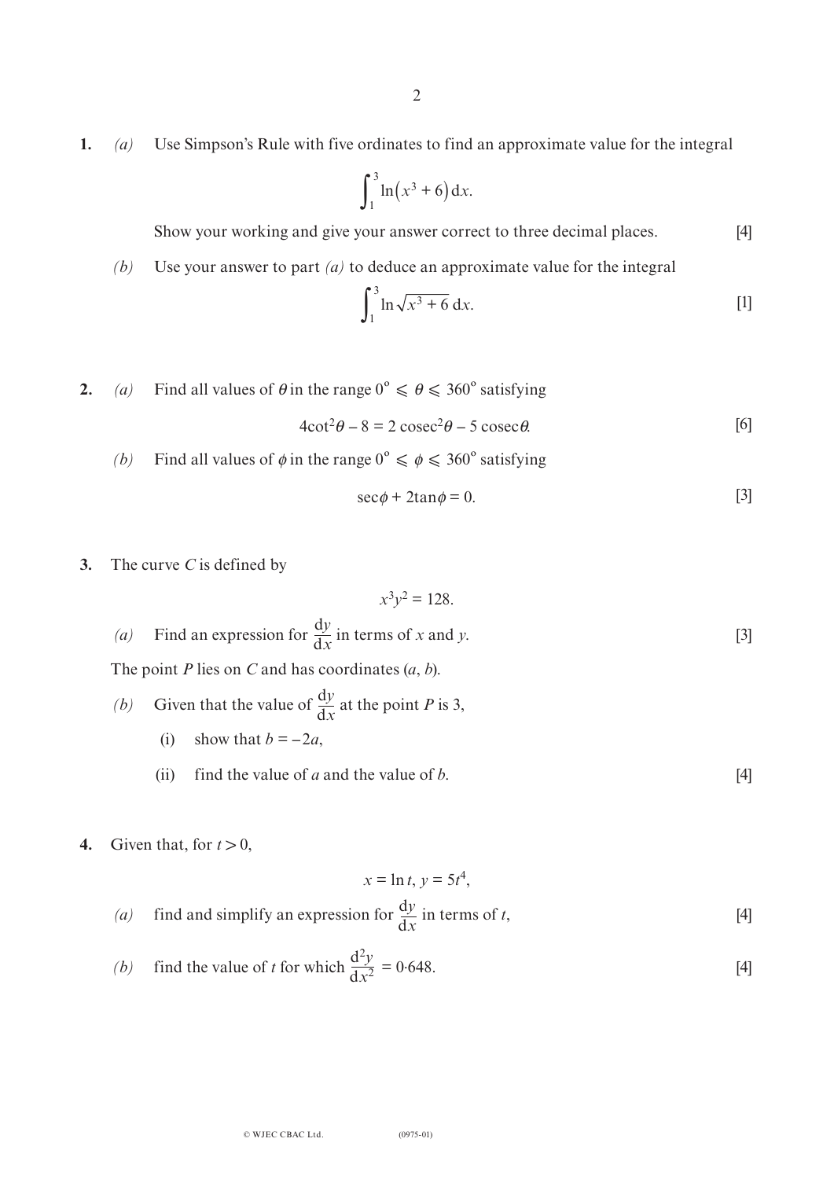**1.** *(a)* Use Simpson's Rule with five ordinates to find an approximate value for the integral

$$\int_1^3 \ln\left(x^3 + 6\right) \mathrm{d}x.$$

Show your working and give your answer correct to three decimal places. [4]

*(b)* Use your answer to part *(a)* to deduce an approximate value for the integral

$$\int_1^3 \ln\sqrt{x^3 + 6}\, \mathrm{d}x.$$ [1]

**2.** *(a)* Find all values of $\theta$ in the range $0^\circ \leqslant \theta \leqslant 360^\circ$ satisfying

$$4\cot^2\theta - 8 = 2\,\mathrm{cosec}^2\theta - 5\,\mathrm{cosec}\,\theta.$$ [6]

*(b)* Find all values of $\phi$ in the range $0^\circ \leqslant \phi \leqslant 360^\circ$ satisfying

$$\sec\phi + 2\tan\phi = 0.$$ [3]

**3.** The curve $C$ is defined by

$$x^3y^2 = 128.$$

*(a)* Find an expression for $\dfrac{\mathrm{d}y}{\mathrm{d}x}$ in terms of $x$ and $y$. [3]

The point $P$ lies on $C$ and has coordinates $(a, b)$.

*(b)* Given that the value of $\dfrac{\mathrm{d}y}{\mathrm{d}x}$ at the point $P$ is 3,

(i) show that $b = -2a$,

(ii) find the value of $a$ and the value of $b$. [4]

**4.** Given that, for $t > 0$,

$$x = \ln t,\ y = 5t^4,$$

*(a)* find and simplify an expression for $\dfrac{\mathrm{d}y}{\mathrm{d}x}$ in terms of $t$, [4]

*(b)* find the value of $t$ for which $\dfrac{\mathrm{d}^2y}{\mathrm{d}x^2} = 0{\cdot}648$. [4]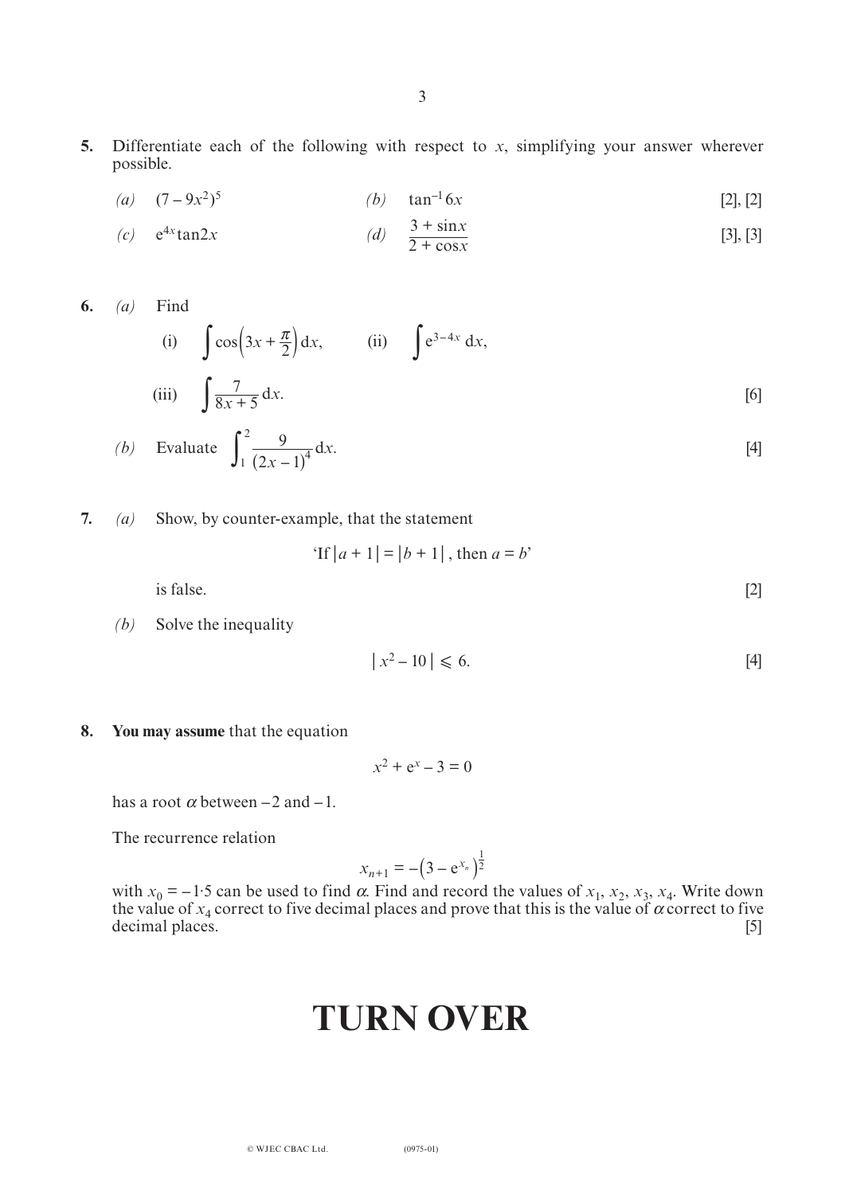**5.** Differentiate each of the following with respect to $x$, simplifying your answer wherever possible.

*(a)* $(7 - 9x^2)^5$ *(b)* $\tan^{-1} 6x$ [2], [2]

*(c)* $e^{4x}\tan 2x$ *(d)* $\dfrac{3 + \sin x}{2 + \cos x}$ [3], [3]

**6.** *(a)* Find

(i) $\displaystyle\int \cos\left(3x + \frac{\pi}{2}\right) \mathrm{d}x$, (ii) $\displaystyle\int e^{3-4x}\, \mathrm{d}x$,

(iii) $\displaystyle\int \frac{7}{8x+5}\, \mathrm{d}x$. [6]

*(b)* Evaluate $\displaystyle\int_1^2 \frac{9}{(2x-1)^4}\, \mathrm{d}x$. [4]

**7.** *(a)* Show, by counter-example, that the statement

'If $|a + 1| = |b + 1|$, then $a = b$'

is false. [2]

*(b)* Solve the inequality

$$|x^2 - 10| \leqslant 6.$$ [4]

**8.** **You may assume** that the equation

$$x^2 + e^x - 3 = 0$$

has a root $\alpha$ between $-2$ and $-1$.

The recurrence relation

$$x_{n+1} = -\left(3 - e^{x_n}\right)^{\frac{1}{2}}$$

with $x_0 = -1{\cdot}5$ can be used to find $\alpha$. Find and record the values of $x_1$, $x_2$, $x_3$, $x_4$. Write down the value of $x_4$ correct to five decimal places and prove that this is the value of $\alpha$ correct to five decimal places. [5]

# TURN OVER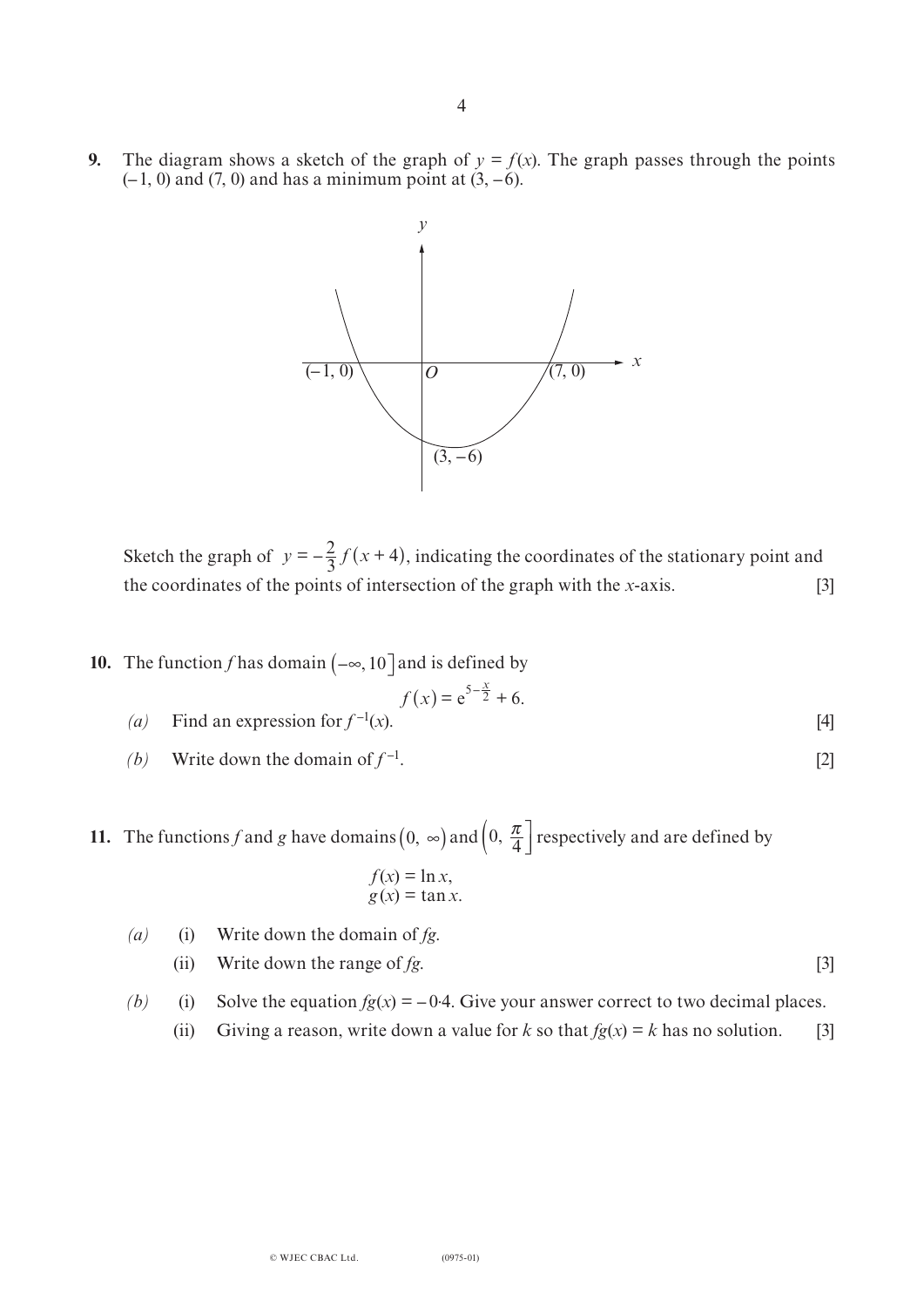**9.** The diagram shows a sketch of the graph of $y = f(x)$. The graph passes through the points $(-1, 0)$ and $(7, 0)$ and has a minimum point at $(3, -6)$.

y

x

(–1, 0)

O

(7, 0)

(3, –6)

Sketch the graph of $y = -\frac{2}{3}f(x + 4)$, indicating the coordinates of the stationary point and the coordinates of the points of intersection of the graph with the $x$-axis. [3]

**10.** The function $f$ has domain $\left(-\infty, 10\right]$ and is defined by

$$f(x) = e^{5-\frac{x}{2}} + 6.$$

*(a)* Find an expression for $f^{-1}(x)$. [4]

*(b)* Write down the domain of $f^{-1}$. [2]

**11.** The functions $f$ and $g$ have domains $(0, \infty)$ and $\left(0, \frac{\pi}{4}\right]$ respectively and are defined by

$$f(x) = \ln x,$$
$$g(x) = \tan x.$$

*(a)* (i) Write down the domain of $fg$.

(ii) Write down the range of $fg$. [3]

*(b)* (i) Solve the equation $fg(x) = -0{\cdot}4$. Give your answer correct to two decimal places.

(ii) Giving a reason, write down a value for $k$ so that $fg(x) = k$ has no solution. [3]

© WJEC CBAC Ltd. (0975-01)